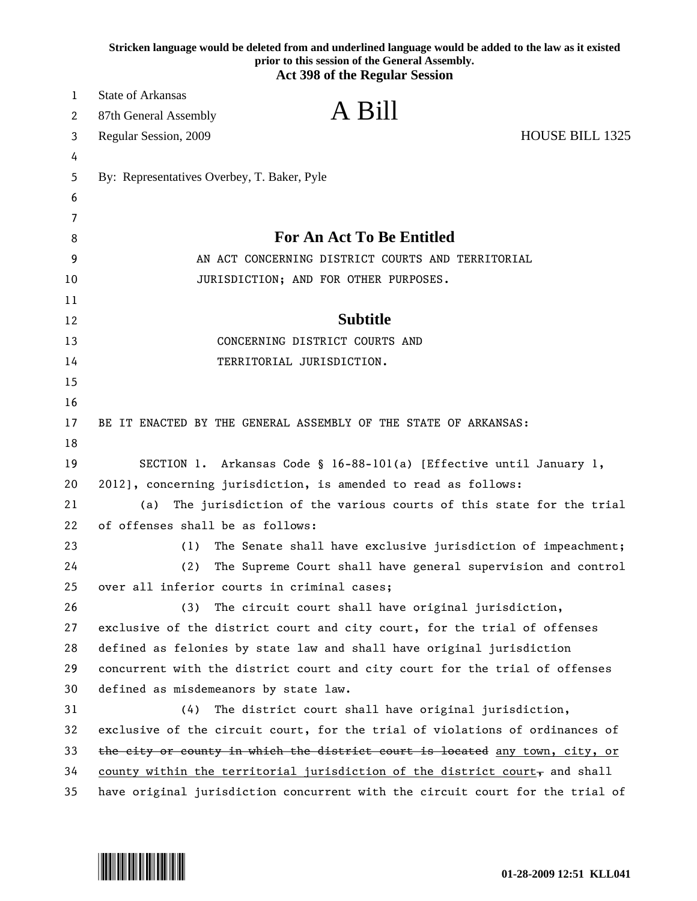**Stricken language would be deleted from and underlined language would be added to the law as it existed prior to this session of the General Assembly.**
**Act 398 of the Regular Session**

State of Arkansas
87th General Assembly
Regular Session, 2009

# A Bill

HOUSE BILL 1325

By: Representatives Overbey, T. Baker, Pyle

## For An Act To Be Entitled

AN ACT CONCERNING DISTRICT COURTS AND TERRITORIAL JURISDICTION; AND FOR OTHER PURPOSES.

## Subtitle

CONCERNING DISTRICT COURTS AND TERRITORIAL JURISDICTION.

BE IT ENACTED BY THE GENERAL ASSEMBLY OF THE STATE OF ARKANSAS:

SECTION 1. Arkansas Code § 16-88-101(a) [Effective until January 1, 2012], concerning jurisdiction, is amended to read as follows:

(a) The jurisdiction of the various courts of this state for the trial of offenses shall be as follows:

(1) The Senate shall have exclusive jurisdiction of impeachment;

(2) The Supreme Court shall have general supervision and control over all inferior courts in criminal cases;

(3) The circuit court shall have original jurisdiction, exclusive of the district court and city court, for the trial of offenses defined as felonies by state law and shall have original jurisdiction concurrent with the district court and city court for the trial of offenses defined as misdemeanors by state law.

(4) The district court shall have original jurisdiction, exclusive of the circuit court, for the trial of violations of ordinances of ~~the city or county in which the district court is located~~ <u>any town, city, or county within the territorial jurisdiction of the district court</u>~~,~~ and shall have original jurisdiction concurrent with the circuit court for the trial of

01-28-2009 12:51 KLL041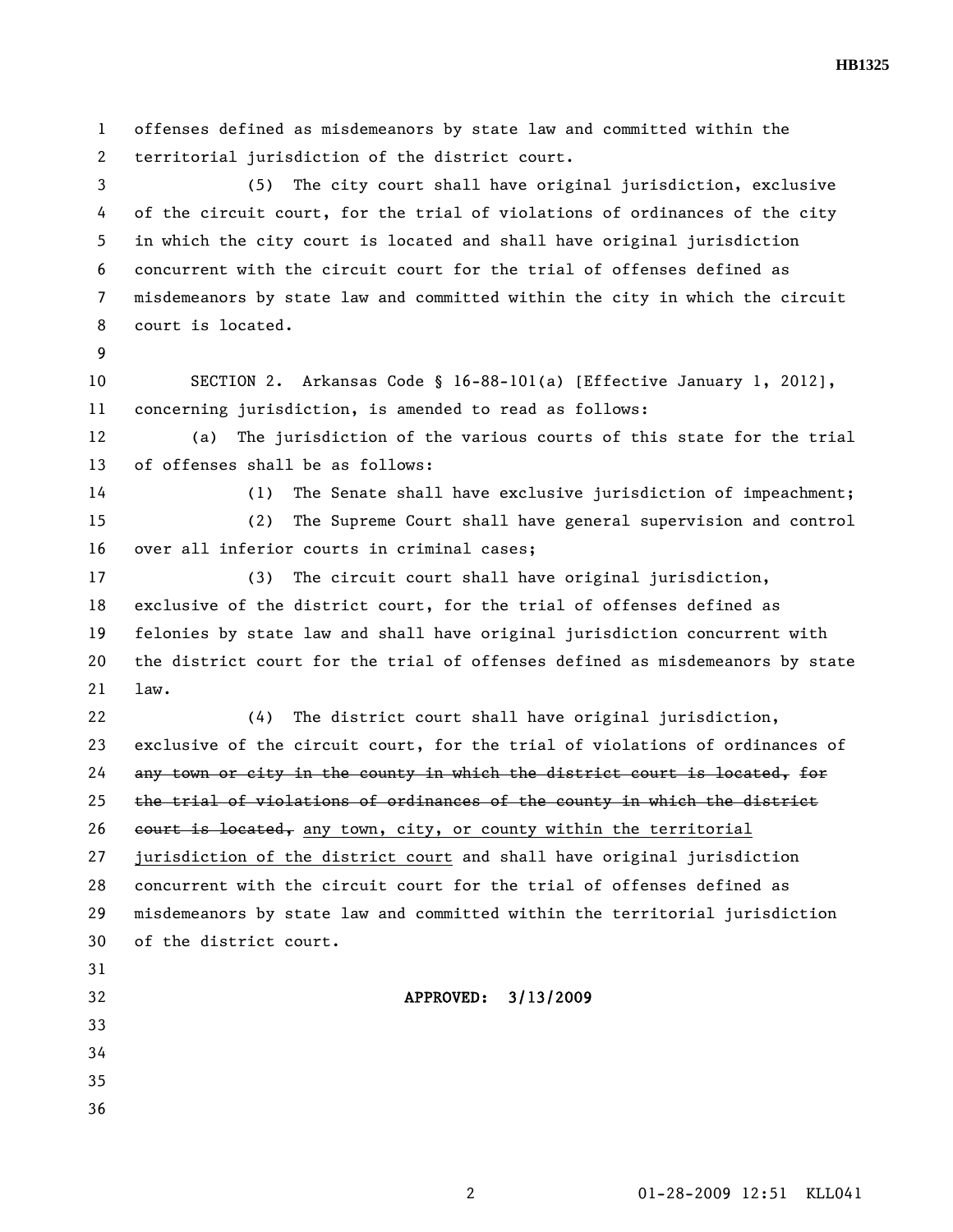offenses defined as misdemeanors by state law and committed within the territorial jurisdiction of the district court.

(5) The city court shall have original jurisdiction, exclusive of the circuit court, for the trial of violations of ordinances of the city in which the city court is located and shall have original jurisdiction concurrent with the circuit court for the trial of offenses defined as misdemeanors by state law and committed within the city in which the circuit court is located.

SECTION 2. Arkansas Code § 16-88-101(a) [Effective January 1, 2012], concerning jurisdiction, is amended to read as follows:

(a) The jurisdiction of the various courts of this state for the trial of offenses shall be as follows:

(1) The Senate shall have exclusive jurisdiction of impeachment;

(2) The Supreme Court shall have general supervision and control over all inferior courts in criminal cases;

(3) The circuit court shall have original jurisdiction, exclusive of the district court, for the trial of offenses defined as felonies by state law and shall have original jurisdiction concurrent with the district court for the trial of offenses defined as misdemeanors by state law.

(4) The district court shall have original jurisdiction, exclusive of the circuit court, for the trial of violations of ordinances of ~~any town or city in the county in which the district court is located, for the trial of violations of ordinances of the county in which the district court is located,~~ <u>any town, city, or county within the territorial jurisdiction of the district court</u> and shall have original jurisdiction concurrent with the circuit court for the trial of offenses defined as misdemeanors by state law and committed within the territorial jurisdiction of the district court.

**APPROVED: 3/13/2009**